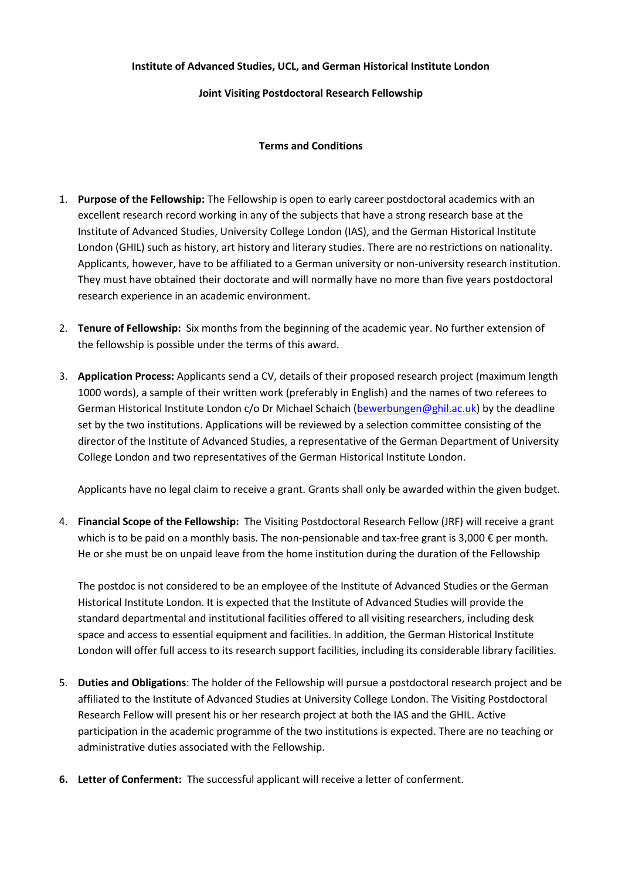**Institute of Advanced Studies, UCL, and German Historical Institute London**

**Joint Visiting Postdoctoral Research Fellowship**

**Terms and Conditions**

1. **Purpose of the Fellowship:** The Fellowship is open to early career postdoctoral academics with an excellent research record working in any of the subjects that have a strong research base at the Institute of Advanced Studies, University College London (IAS), and the German Historical Institute London (GHIL) such as history, art history and literary studies. There are no restrictions on nationality. Applicants, however, have to be affiliated to a German university or non-university research institution. They must have obtained their doctorate and will normally have no more than five years postdoctoral research experience in an academic environment.

2. **Tenure of Fellowship:** Six months from the beginning of the academic year. No further extension of the fellowship is possible under the terms of this award.

3. **Application Process:** Applicants send a CV, details of their proposed research project (maximum length 1000 words), a sample of their written work (preferably in English) and the names of two referees to German Historical Institute London c/o Dr Michael Schaich (bewerbungen@ghil.ac.uk) by the deadline set by the two institutions. Applications will be reviewed by a selection committee consisting of the director of the Institute of Advanced Studies, a representative of the German Department of University College London and two representatives of the German Historical Institute London.

   Applicants have no legal claim to receive a grant. Grants shall only be awarded within the given budget.

4. **Financial Scope of the Fellowship:** The Visiting Postdoctoral Research Fellow (JRF) will receive a grant which is to be paid on a monthly basis. The non-pensionable and tax-free grant is 3,000 € per month. He or she must be on unpaid leave from the home institution during the duration of the Fellowship

   The postdoc is not considered to be an employee of the Institute of Advanced Studies or the German Historical Institute London. It is expected that the Institute of Advanced Studies will provide the standard departmental and institutional facilities offered to all visiting researchers, including desk space and access to essential equipment and facilities. In addition, the German Historical Institute London will offer full access to its research support facilities, including its considerable library facilities.

5. **Duties and Obligations**: The holder of the Fellowship will pursue a postdoctoral research project and be affiliated to the Institute of Advanced Studies at University College London. The Visiting Postdoctoral Research Fellow will present his or her research project at both the IAS and the GHIL. Active participation in the academic programme of the two institutions is expected. There are no teaching or administrative duties associated with the Fellowship.

6. **Letter of Conferment:** The successful applicant will receive a letter of conferment.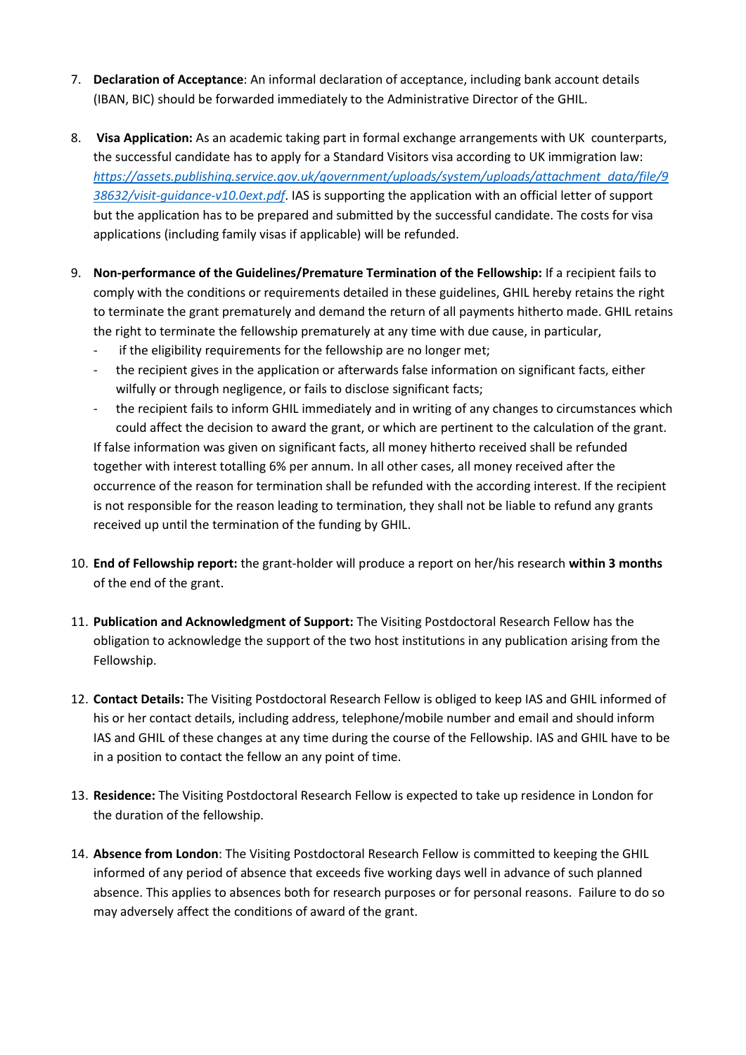7. **Declaration of Acceptance**: An informal declaration of acceptance, including bank account details (IBAN, BIC) should be forwarded immediately to the Administrative Director of the GHIL.

8. **Visa Application:** As an academic taking part in formal exchange arrangements with UK counterparts, the successful candidate has to apply for a Standard Visitors visa according to UK immigration law: *https://assets.publishing.service.gov.uk/government/uploads/system/uploads/attachment_data/file/938632/visit-guidance-v10.0ext.pdf*. IAS is supporting the application with an official letter of support but the application has to be prepared and submitted by the successful candidate. The costs for visa applications (including family visas if applicable) will be refunded.

9. **Non-performance of the Guidelines/Premature Termination of the Fellowship:** If a recipient fails to comply with the conditions or requirements detailed in these guidelines, GHIL hereby retains the right to terminate the grant prematurely and demand the return of all payments hitherto made. GHIL retains the right to terminate the fellowship prematurely at any time with due cause, in particular,
   - if the eligibility requirements for the fellowship are no longer met;
   - the recipient gives in the application or afterwards false information on significant facts, either wilfully or through negligence, or fails to disclose significant facts;
   - the recipient fails to inform GHIL immediately and in writing of any changes to circumstances which could affect the decision to award the grant, or which are pertinent to the calculation of the grant.

   If false information was given on significant facts, all money hitherto received shall be refunded together with interest totalling 6% per annum. In all other cases, all money received after the occurrence of the reason for termination shall be refunded with the according interest. If the recipient is not responsible for the reason leading to termination, they shall not be liable to refund any grants received up until the termination of the funding by GHIL.

10. **End of Fellowship report:** the grant-holder will produce a report on her/his research **within 3 months** of the end of the grant.

11. **Publication and Acknowledgment of Support:** The Visiting Postdoctoral Research Fellow has the obligation to acknowledge the support of the two host institutions in any publication arising from the Fellowship.

12. **Contact Details:** The Visiting Postdoctoral Research Fellow is obliged to keep IAS and GHIL informed of his or her contact details, including address, telephone/mobile number and email and should inform IAS and GHIL of these changes at any time during the course of the Fellowship. IAS and GHIL have to be in a position to contact the fellow an any point of time.

13. **Residence:** The Visiting Postdoctoral Research Fellow is expected to take up residence in London for the duration of the fellowship.

14. **Absence from London**: The Visiting Postdoctoral Research Fellow is committed to keeping the GHIL informed of any period of absence that exceeds five working days well in advance of such planned absence. This applies to absences both for research purposes or for personal reasons. Failure to do so may adversely affect the conditions of award of the grant.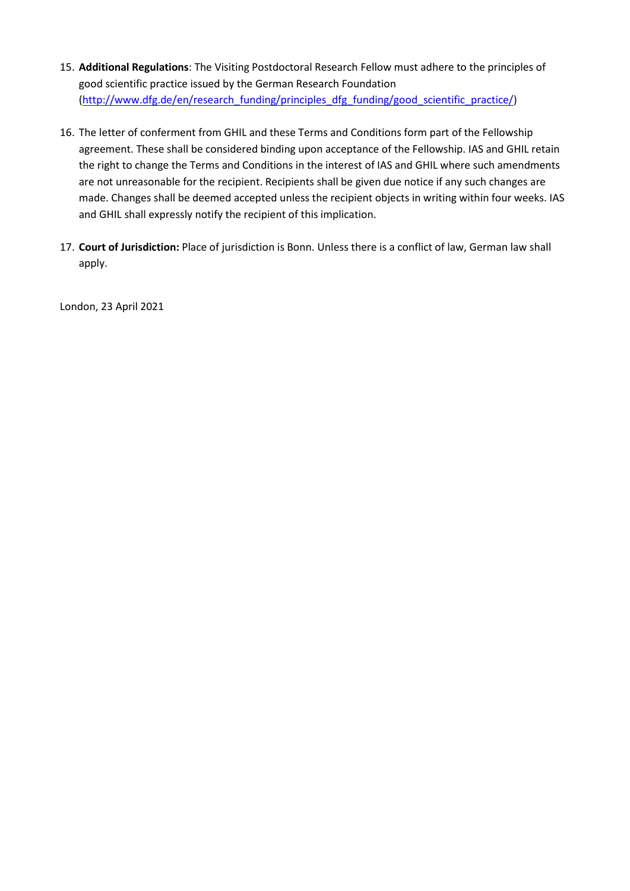15. **Additional Regulations**: The Visiting Postdoctoral Research Fellow must adhere to the principles of good scientific practice issued by the German Research Foundation (http://www.dfg.de/en/research_funding/principles_dfg_funding/good_scientific_practice/)

16. The letter of conferment from GHIL and these Terms and Conditions form part of the Fellowship agreement. These shall be considered binding upon acceptance of the Fellowship. IAS and GHIL retain the right to change the Terms and Conditions in the interest of IAS and GHIL where such amendments are not unreasonable for the recipient. Recipients shall be given due notice if any such changes are made. Changes shall be deemed accepted unless the recipient objects in writing within four weeks. IAS and GHIL shall expressly notify the recipient of this implication.

17. **Court of Jurisdiction:** Place of jurisdiction is Bonn. Unless there is a conflict of law, German law shall apply.

London, 23 April 2021